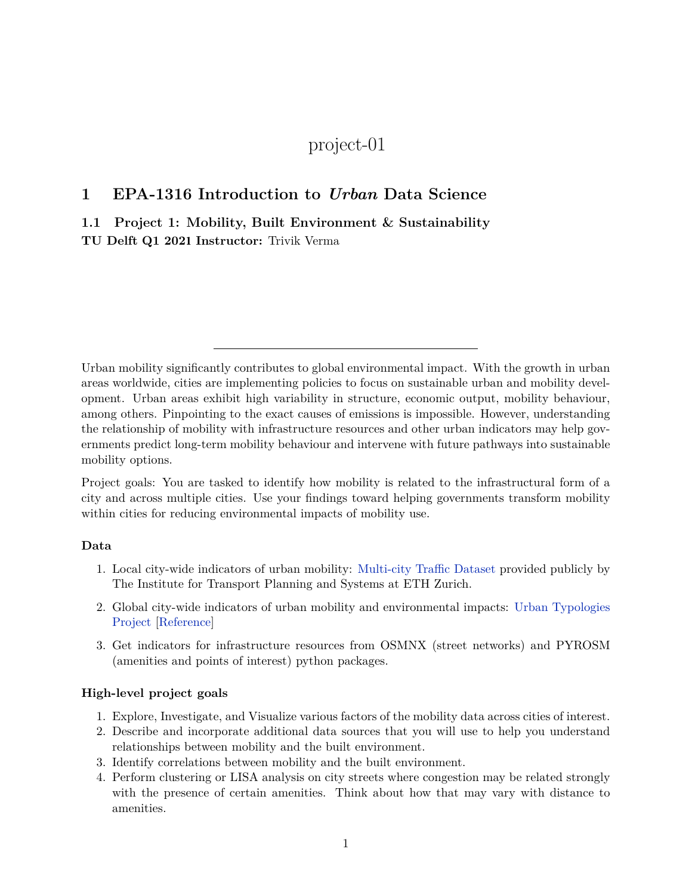project-01

# 1 EPA-1316 Introduction to *Urban* Data Science

## 1.1 Project 1: Mobility, Built Environment & Sustainability

**TU Delft Q1 2021 Instructor:** Trivik Verma

---

Urban mobility significantly contributes to global environmental impact. With the growth in urban areas worldwide, cities are implementing policies to focus on sustainable urban and mobility development. Urban areas exhibit high variability in structure, economic output, mobility behaviour, among others. Pinpointing to the exact causes of emissions is impossible. However, understanding the relationship of mobility with infrastructure resources and other urban indicators may help governments predict long-term mobility behaviour and intervene with future pathways into sustainable mobility options.

Project goals: You are tasked to identify how mobility is related to the infrastructural form of a city and across multiple cities. Use your findings toward helping governments transform mobility within cities for reducing environmental impacts of mobility use.

**Data**

1. Local city-wide indicators of urban mobility: Multi-city Traffic Dataset provided publicly by The Institute for Transport Planning and Systems at ETH Zurich.
2. Global city-wide indicators of urban mobility and environmental impacts: Urban Typologies Project [Reference]
3. Get indicators for infrastructure resources from OSMNX (street networks) and PYROSM (amenities and points of interest) python packages.

**High-level project goals**

1. Explore, Investigate, and Visualize various factors of the mobility data across cities of interest.
2. Describe and incorporate additional data sources that you will use to help you understand relationships between mobility and the built environment.
3. Identify correlations between mobility and the built environment.
4. Perform clustering or LISA analysis on city streets where congestion may be related strongly with the presence of certain amenities. Think about how that may vary with distance to amenities.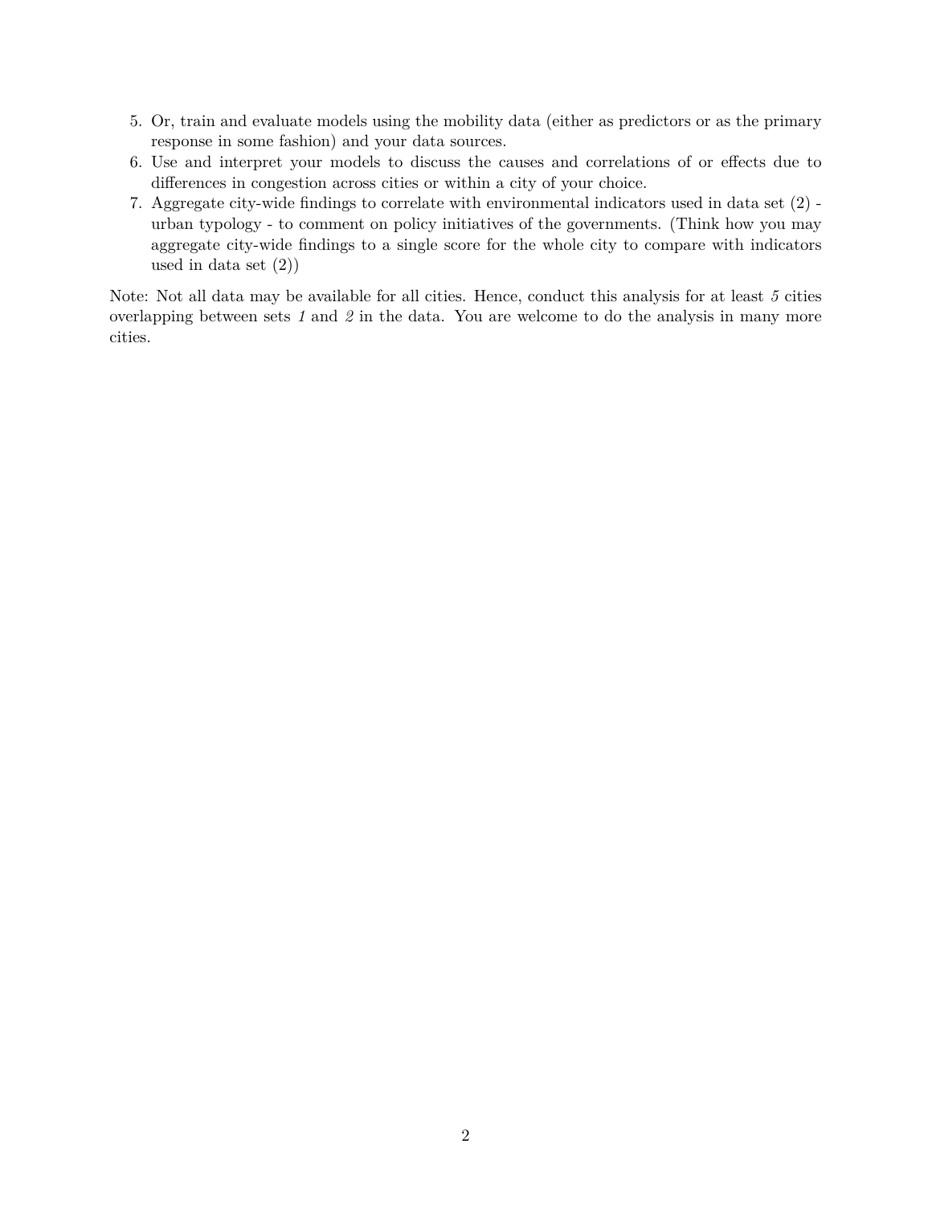5. Or, train and evaluate models using the mobility data (either as predictors or as the primary response in some fashion) and your data sources.
6. Use and interpret your models to discuss the causes and correlations of or effects due to differences in congestion across cities or within a city of your choice.
7. Aggregate city-wide findings to correlate with environmental indicators used in data set (2) - urban typology - to comment on policy initiatives of the governments. (Think how you may aggregate city-wide findings to a single score for the whole city to compare with indicators used in data set (2))

Note: Not all data may be available for all cities. Hence, conduct this analysis for at least *5* cities overlapping between sets *1* and *2* in the data. You are welcome to do the analysis in many more cities.